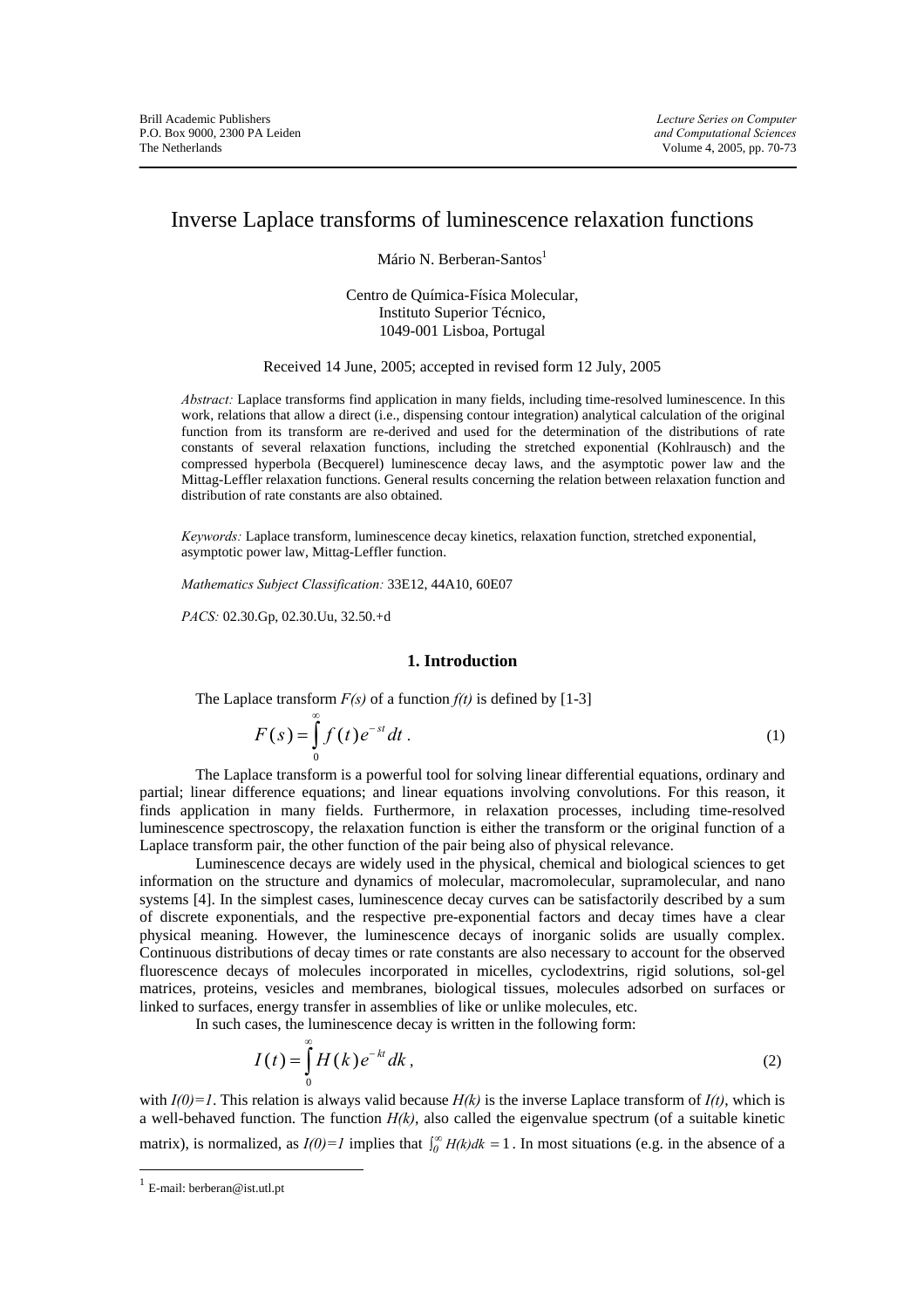# Inverse Laplace transforms of luminescence relaxation functions

Mário N. Berberan-Santos[1]

Centro de Química-Física Molecular,
Instituto Superior Técnico,
1049-001 Lisboa, Portugal

Received 14 June, 2005; accepted in revised form 12 July, 2005

*Abstract:* Laplace transforms find application in many fields, including time-resolved luminescence. In this work, relations that allow a direct (i.e., dispensing contour integration) analytical calculation of the original function from its transform are re-derived and used for the determination of the distributions of rate constants of several relaxation functions, including the stretched exponential (Kohlrausch) and the compressed hyperbola (Becquerel) luminescence decay laws, and the asymptotic power law and the Mittag-Leffler relaxation functions. General results concerning the relation between relaxation function and distribution of rate constants are also obtained.

*Keywords:* Laplace transform, luminescence decay kinetics, relaxation function, stretched exponential, asymptotic power law, Mittag-Leffler function.

*Mathematics Subject Classification:* 33E12, 44A10, 60E07

*PACS:* 02.30.Gp, 02.30.Uu, 32.50.+d

## 1. Introduction

The Laplace transform $F(s)$ of a function $f(t)$ is defined by [1-3]

$$F(s) = \int_0^\infty f(t) e^{-st} dt \,. \tag{1}$$

The Laplace transform is a powerful tool for solving linear differential equations, ordinary and partial; linear difference equations; and linear equations involving convolutions. For this reason, it finds application in many fields. Furthermore, in relaxation processes, including time-resolved luminescence spectroscopy, the relaxation function is either the transform or the original function of a Laplace transform pair, the other function of the pair being also of physical relevance.

Luminescence decays are widely used in the physical, chemical and biological sciences to get information on the structure and dynamics of molecular, macromolecular, supramolecular, and nano systems [4]. In the simplest cases, luminescence decay curves can be satisfactorily described by a sum of discrete exponentials, and the respective pre-exponential factors and decay times have a clear physical meaning. However, the luminescence decays of inorganic solids are usually complex. Continuous distributions of decay times or rate constants are also necessary to account for the observed fluorescence decays of molecules incorporated in micelles, cyclodextrins, rigid solutions, sol-gel matrices, proteins, vesicles and membranes, biological tissues, molecules adsorbed on surfaces or linked to surfaces, energy transfer in assemblies of like or unlike molecules, etc.

In such cases, the luminescence decay is written in the following form:

$$I(t) = \int_0^\infty H(k) e^{-kt} dk \,, \tag{2}$$

with $I(0)=1$. This relation is always valid because $H(k)$ is the inverse Laplace transform of $I(t)$, which is a well-behaved function. The function $H(k)$, also called the eigenvalue spectrum (of a suitable kinetic matrix), is normalized, as $I(0)=1$ implies that $\int_0^\infty H(k)dk = 1$. In most situations (e.g. in the absence of a

[1] E-mail: berberan@ist.utl.pt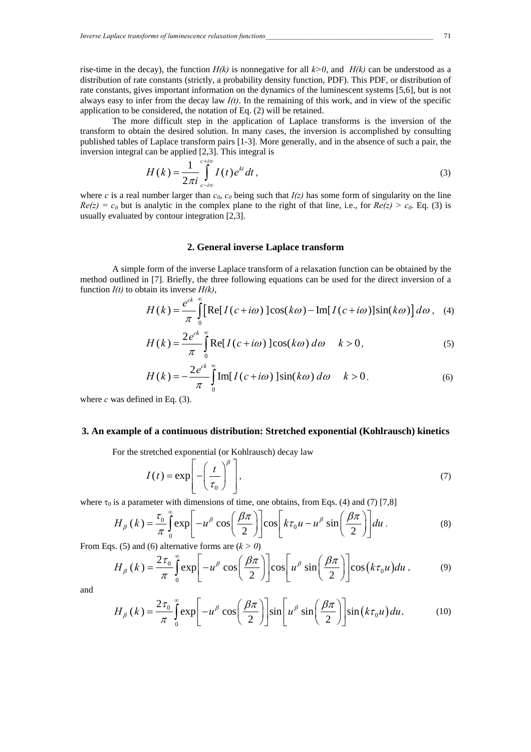rise-time in the decay), the function $H(k)$ is nonnegative for all $k>0$, and $H(k)$ can be understood as a distribution of rate constants (strictly, a probability density function, PDF). This PDF, or distribution of rate constants, gives important information on the dynamics of the luminescent systems [5,6], but is not always easy to infer from the decay law $I(t)$. In the remaining of this work, and in view of the specific application to be considered, the notation of Eq. (2) will be retained.

The more difficult step in the application of Laplace transforms is the inversion of the transform to obtain the desired solution. In many cases, the inversion is accomplished by consulting published tables of Laplace transform pairs [1-3]. More generally, and in the absence of such a pair, the inversion integral can be applied [2,3]. This integral is

$$H(k) = \frac{1}{2\pi i}\int_{c-i\infty}^{c+i\infty} I(t)\, e^{kt}\, dt\,, \tag{3}$$

where $c$ is a real number larger than $c_0$, $c_0$ being such that $I(z)$ has some form of singularity on the line $Re(z) = c_0$ but is analytic in the complex plane to the right of that line, i.e., for $Re(z) > c_0$. Eq. (3) is usually evaluated by contour integration [2,3].

## 2. General inverse Laplace transform

A simple form of the inverse Laplace transform of a relaxation function can be obtained by the method outlined in [7]. Briefly, the three following equations can be used for the direct inversion of a function $I(t)$ to obtain its inverse $H(k)$,

$$H(k) = \frac{e^{ck}}{\pi}\int_0^{\infty}\left[\mathrm{Re}[I(c+i\omega)]\cos(k\omega) - \mathrm{Im}[I(c+i\omega)]\sin(k\omega)\right] d\omega\,, \tag{4}$$

$$H(k) = \frac{2e^{ck}}{\pi}\int_0^{\infty}\mathrm{Re}[I(c+i\omega)]\cos(k\omega)\, d\omega \qquad k>0\,, \tag{5}$$

$$H(k) = -\frac{2e^{ck}}{\pi}\int_0^{\infty}\mathrm{Im}[I(c+i\omega)]\sin(k\omega)\, d\omega \qquad k>0\,. \tag{6}$$

where $c$ was defined in Eq. (3).

## 3. An example of a continuous distribution: Stretched exponential (Kohlrausch) kinetics

For the stretched exponential (or Kohlrausch) decay law

$$I(t) = \exp\left[-\left(\frac{t}{\tau_0}\right)^{\beta}\right], \tag{7}$$

where $\tau_0$ is a parameter with dimensions of time, one obtains, from Eqs. (4) and (7) [7,8]

$$H_{\beta}(k) = \frac{\tau_0}{\pi}\int_0^{\infty}\exp\left[-u^{\beta}\cos\left(\frac{\beta\pi}{2}\right)\right]\cos\left[k\tau_0 u - u^{\beta}\sin\left(\frac{\beta\pi}{2}\right)\right] du\,. \tag{8}$$

From Eqs. (5) and (6) alternative forms are ($k > 0$)

$$H_{\beta}(k) = \frac{2\tau_0}{\pi}\int_0^{\infty}\exp\left[-u^{\beta}\cos\left(\frac{\beta\pi}{2}\right)\right]\cos\left[u^{\beta}\sin\left(\frac{\beta\pi}{2}\right)\right]\cos\left(k\tau_0 u\right) du\,, \tag{9}$$

and

$$H_{\beta}(k) = \frac{2\tau_0}{\pi}\int_0^{\infty}\exp\left[-u^{\beta}\cos\left(\frac{\beta\pi}{2}\right)\right]\sin\left[u^{\beta}\sin\left(\frac{\beta\pi}{2}\right)\right]\sin\left(k\tau_0 u\right) du. \tag{10}$$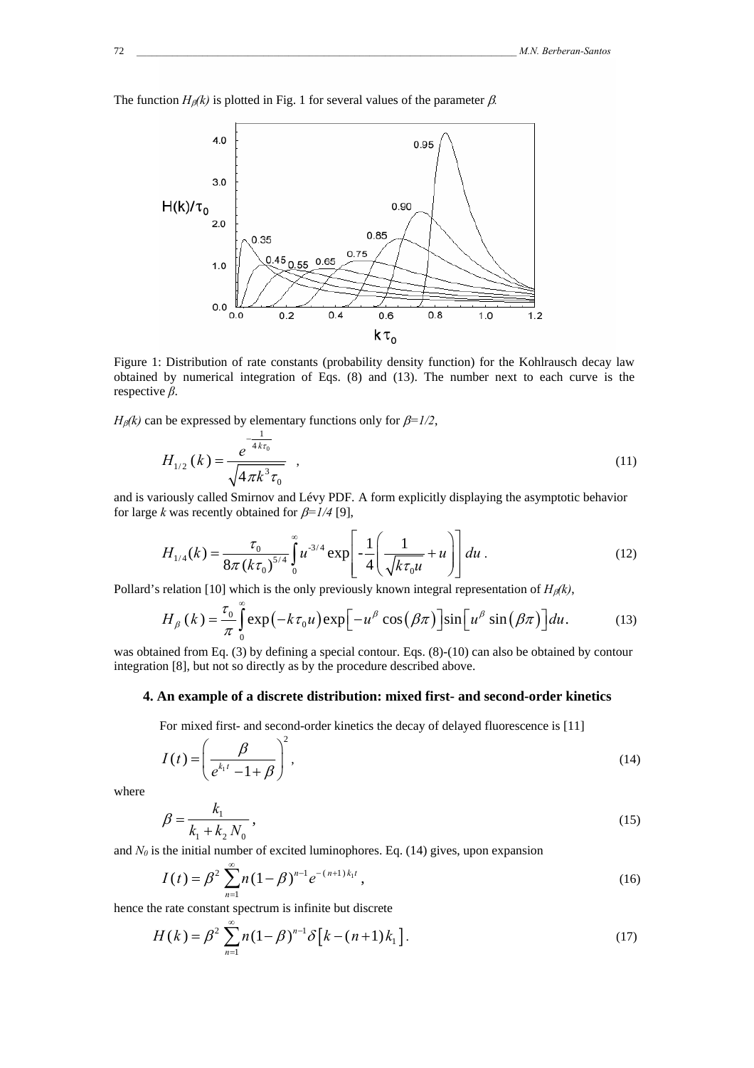The function $H_\beta(k)$ is plotted in Fig. 1 for several values of the parameter $\beta$.

Figure 1: Distribution of rate constants (probability density function) for the Kohlrausch decay law obtained by numerical integration of Eqs. (8) and (13). The number next to each curve is the respective $\beta$.

$H_\beta(k)$ can be expressed by elementary functions only for $\beta=1/2$,

$$H_{1/2}(k) = \frac{e^{-\frac{1}{4k\tau_0}}}{\sqrt{4\pi k^3 \tau_0}} \quad , \tag{11}$$

and is variously called Smirnov and Lévy PDF. A form explicitly displaying the asymptotic behavior for large $k$ was recently obtained for $\beta=1/4$ [9],

$$H_{1/4}(k) = \frac{\tau_0}{8\pi (k\tau_0)^{5/4}} \int_0^\infty u^{-3/4} \exp\left[ -\frac{1}{4}\left( \frac{1}{\sqrt{k\tau_0 u}} + u \right) \right] du \, . \tag{12}$$

Pollard's relation [10] which is the only previously known integral representation of $H_\beta(k)$,

$$H_\beta(k) = \frac{\tau_0}{\pi} \int_0^\infty \exp\left(-k\tau_0 u\right) \exp\left[-u^\beta \cos\left(\beta\pi\right)\right] \sin\left[u^\beta \sin\left(\beta\pi\right)\right] du. \tag{13}$$

was obtained from Eq. (3) by defining a special contour. Eqs. (8)-(10) can also be obtained by contour integration [8], but not so directly as by the procedure described above.

### 4. An example of a discrete distribution: mixed first- and second-order kinetics

For mixed first- and second-order kinetics the decay of delayed fluorescence is [11]

$$I(t) = \left( \frac{\beta}{e^{k_1 t} - 1 + \beta} \right)^2 , \tag{14}$$

where

$$\beta = \frac{k_1}{k_1 + k_2 N_0} , \tag{15}$$

and $N_0$ is the initial number of excited luminophores. Eq. (14) gives, upon expansion

$$I(t) = \beta^2 \sum_{n=1}^{\infty} n(1-\beta)^{n-1} e^{-(n+1)k_1 t} , \tag{16}$$

hence the rate constant spectrum is infinite but discrete

$$H(k) = \beta^2 \sum_{n=1}^{\infty} n(1-\beta)^{n-1} \delta\left[k - (n+1)k_1\right]. \tag{17}$$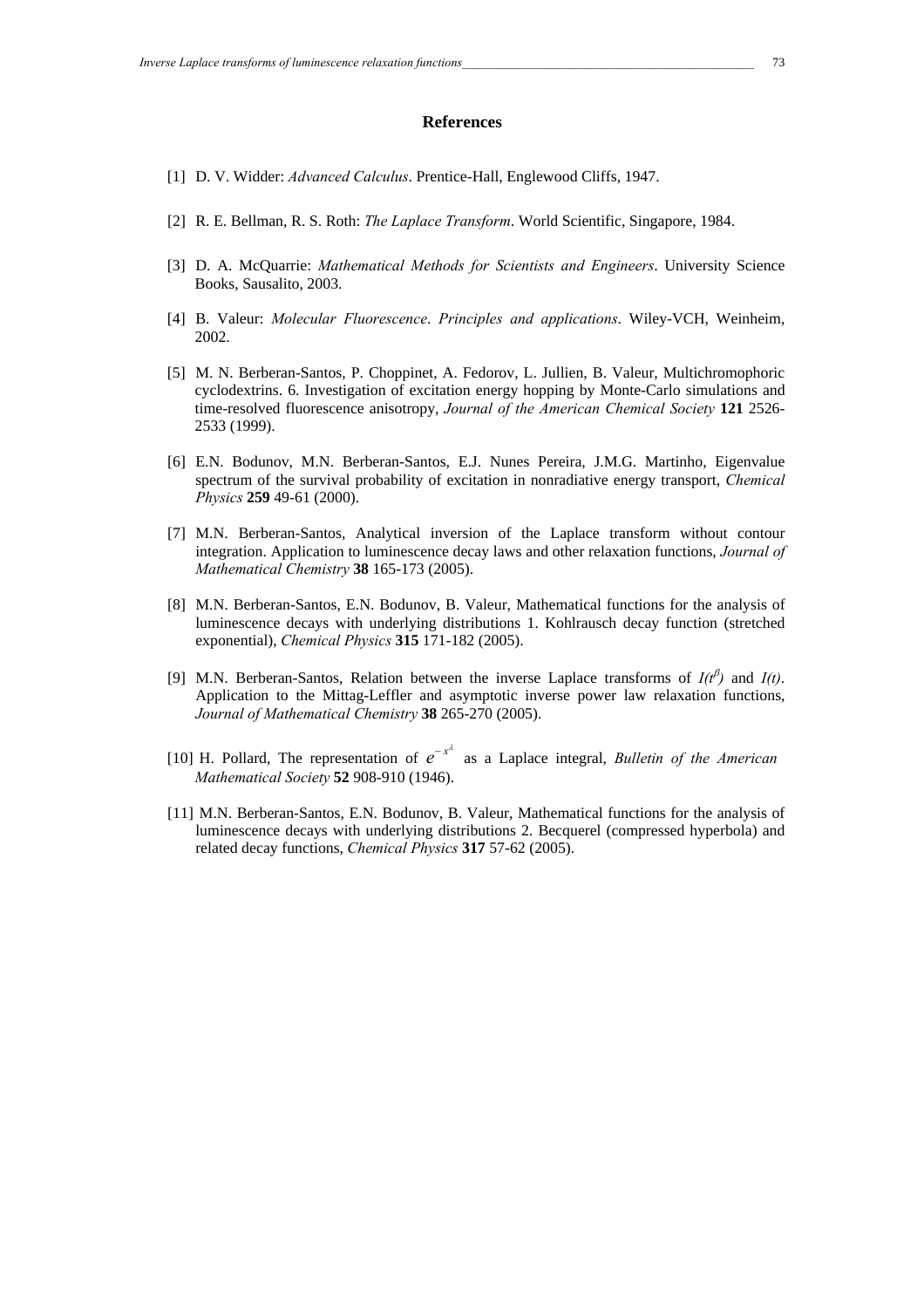## References

[1] D. V. Widder: *Advanced Calculus*. Prentice-Hall, Englewood Cliffs, 1947.

[2] R. E. Bellman, R. S. Roth: *The Laplace Transform*. World Scientific, Singapore, 1984.

[3] D. A. McQuarrie: *Mathematical Methods for Scientists and Engineers*. University Science Books, Sausalito, 2003.

[4] B. Valeur: *Molecular Fluorescence. Principles and applications*. Wiley-VCH, Weinheim, 2002.

[5] M. N. Berberan-Santos, P. Choppinet, A. Fedorov, L. Jullien, B. Valeur, Multichromophoric cyclodextrins. 6. Investigation of excitation energy hopping by Monte-Carlo simulations and time-resolved fluorescence anisotropy, *Journal of the American Chemical Society* **121** 2526-2533 (1999).

[6] E.N. Bodunov, M.N. Berberan-Santos, E.J. Nunes Pereira, J.M.G. Martinho, Eigenvalue spectrum of the survival probability of excitation in nonradiative energy transport, *Chemical Physics* **259** 49-61 (2000).

[7] M.N. Berberan-Santos, Analytical inversion of the Laplace transform without contour integration. Application to luminescence decay laws and other relaxation functions, *Journal of Mathematical Chemistry* **38** 165-173 (2005).

[8] M.N. Berberan-Santos, E.N. Bodunov, B. Valeur, Mathematical functions for the analysis of luminescence decays with underlying distributions 1. Kohlrausch decay function (stretched exponential), *Chemical Physics* **315** 171-182 (2005).

[9] M.N. Berberan-Santos, Relation between the inverse Laplace transforms of $I(t^{\beta})$ and $I(t)$. Application to the Mittag-Leffler and asymptotic inverse power law relaxation functions, *Journal of Mathematical Chemistry* **38** 265-270 (2005).

[10] H. Pollard, The representation of $e^{-x^{\lambda}}$ as a Laplace integral, *Bulletin of the American Mathematical Society* **52** 908-910 (1946).

[11] M.N. Berberan-Santos, E.N. Bodunov, B. Valeur, Mathematical functions for the analysis of luminescence decays with underlying distributions 2. Becquerel (compressed hyperbola) and related decay functions, *Chemical Physics* **317** 57-62 (2005).